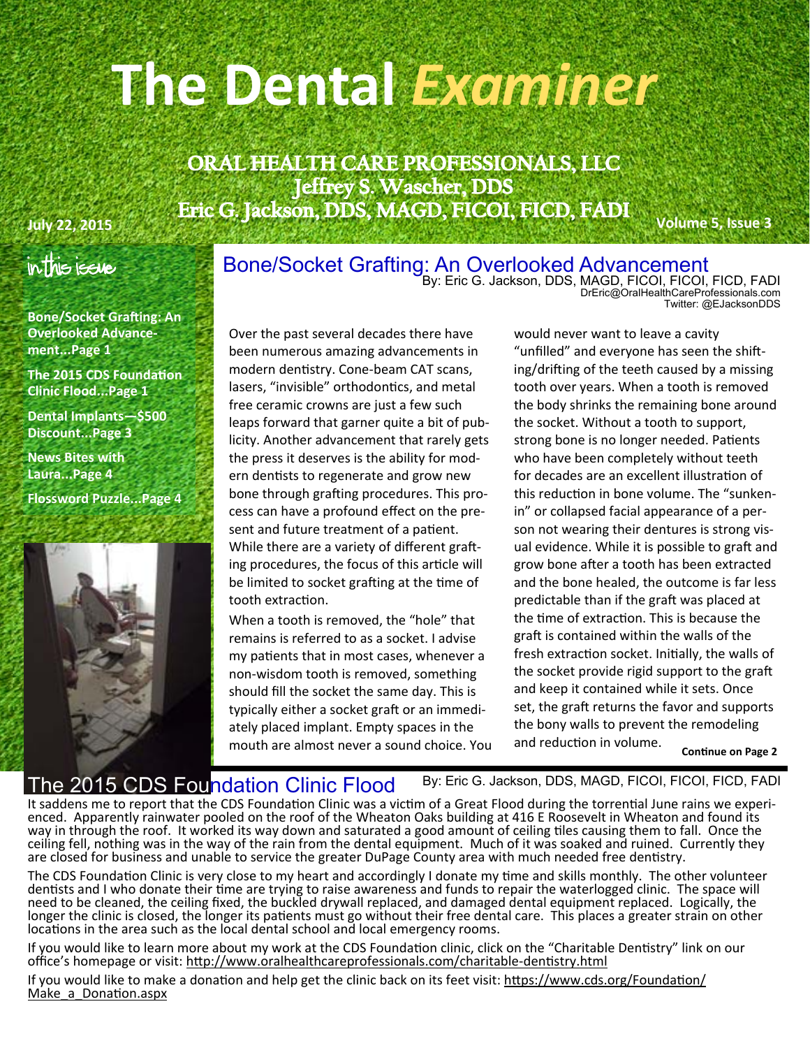# The Dental *Examiner*

**ORAL HEALTH CARE PROFESSIONALS, LLC**
**Jeffrey S. Wascher, DDS**
**Eric G. Jackson, DDS, MAGD, FICOI, FICD, FADI**

**July 22, 2015**

**Volume 5, Issue 3**

## in this issue

**Bone/Socket Grafting: An Overlooked Advancement...Page 1**

**The 2015 CDS Foundation Clinic Flood...Page 1**

**Dental Implants—$500 Discount...Page 3**

**News Bites with Laura...Page 4**

**Flossword Puzzle...Page 4**

## Bone/Socket Grafting: An Overlooked Advancement

By: Eric G. Jackson, DDS, MAGD, FICOI, FICOI, FICD, FADI
DrEric@OralHealthCareProfessionals.com
Twitter: @EJacksonDDS

Over the past several decades there have been numerous amazing advancements in modern dentistry. Cone-beam CAT scans, lasers, "invisible" orthodontics, and metal free ceramic crowns are just a few such leaps forward that garner quite a bit of publicity. Another advancement that rarely gets the press it deserves is the ability for modern dentists to regenerate and grow new bone through grafting procedures. This process can have a profound effect on the present and future treatment of a patient. While there are a variety of different grafting procedures, the focus of this article will be limited to socket grafting at the time of tooth extraction.

When a tooth is removed, the "hole" that remains is referred to as a socket. I advise my patients that in most cases, whenever a non-wisdom tooth is removed, something should fill the socket the same day. This is typically either a socket graft or an immediately placed implant. Empty spaces in the mouth are almost never a sound choice. You would never want to leave a cavity "unfilled" and everyone has seen the shifting/drifting of the teeth caused by a missing tooth over years. When a tooth is removed the body shrinks the remaining bone around the socket. Without a tooth to support, strong bone is no longer needed. Patients who have been completely without teeth for decades are an excellent illustration of this reduction in bone volume. The "sunken-in" or collapsed facial appearance of a person not wearing their dentures is strong visual evidence. While it is possible to graft and grow bone after a tooth has been extracted and the bone healed, the outcome is far less predictable than if the graft was placed at the time of extraction. This is because the graft is contained within the walls of the fresh extraction socket. Initially, the walls of the socket provide rigid support to the graft and keep it contained while it sets. Once set, the graft returns the favor and supports the bony walls to prevent the remodeling and reduction in volume.

**Continue on Page 2**

## The 2015 CDS Foundation Clinic Flood

By: Eric G. Jackson, DDS, MAGD, FICOI, FICOI, FICD, FADI

It saddens me to report that the CDS Foundation Clinic was a victim of a Great Flood during the torrential June rains we experienced. Apparently rainwater pooled on the roof of the Wheaton Oaks building at 416 E Roosevelt in Wheaton and found its way in through the roof. It worked its way down and saturated a good amount of ceiling tiles causing them to fall. Once the ceiling fell, nothing was in the way of the rain from the dental equipment. Much of it was soaked and ruined. Currently they are closed for business and unable to service the greater DuPage County area with much needed free dentistry.

The CDS Foundation Clinic is very close to my heart and accordingly I donate my time and skills monthly. The other volunteer dentists and I who donate their time are trying to raise awareness and funds to repair the waterlogged clinic. The space will need to be cleaned, the ceiling fixed, the buckled drywall replaced, and damaged dental equipment replaced. Logically, the longer the clinic is closed, the longer its patients must go without their free dental care. This places a greater strain on other locations in the area such as the local dental school and local emergency rooms.

If you would like to learn more about my work at the CDS Foundation clinic, click on the "Charitable Dentistry" link on our office's homepage or visit: http://www.oralhealthcareprofessionals.com/charitable-dentistry.html

If you would like to make a donation and help get the clinic back on its feet visit: https://www.cds.org/Foundation/Make_a_Donation.aspx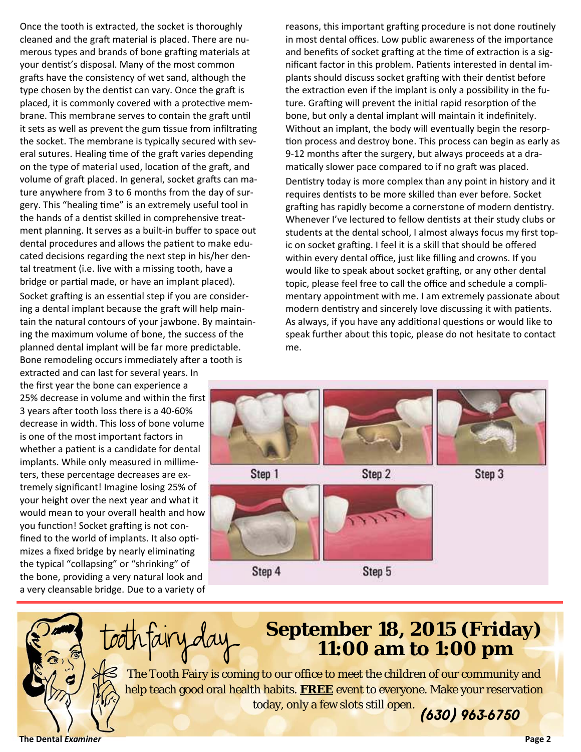Once the tooth is extracted, the socket is thoroughly cleaned and the graft material is placed. There are numerous types and brands of bone grafting materials at your dentist's disposal. Many of the most common grafts have the consistency of wet sand, although the type chosen by the dentist can vary. Once the graft is placed, it is commonly covered with a protective membrane. This membrane serves to contain the graft until it sets as well as prevent the gum tissue from infiltrating the socket. The membrane is typically secured with several sutures. Healing time of the graft varies depending on the type of material used, location of the graft, and volume of graft placed. In general, socket grafts can mature anywhere from 3 to 6 months from the day of surgery. This "healing time" is an extremely useful tool in the hands of a dentist skilled in comprehensive treatment planning. It serves as a built-in buffer to space out dental procedures and allows the patient to make educated decisions regarding the next step in his/her dental treatment (i.e. live with a missing tooth, have a bridge or partial made, or have an implant placed).

Socket grafting is an essential step if you are considering a dental implant because the graft will help maintain the natural contours of your jawbone. By maintaining the maximum volume of bone, the success of the planned dental implant will be far more predictable. Bone remodeling occurs immediately after a tooth is extracted and can last for several years. In the first year the bone can experience a 25% decrease in volume and within the first 3 years after tooth loss there is a 40-60% decrease in width. This loss of bone volume is one of the most important factors in whether a patient is a candidate for dental implants. While only measured in millimeters, these percentage decreases are extremely significant! Imagine losing 25% of your height over the next year and what it would mean to your overall health and how you function! Socket grafting is not confined to the world of implants. It also optimizes a fixed bridge by nearly eliminating the typical "collapsing" or "shrinking" of the bone, providing a very natural look and a very cleansable bridge. Due to a variety of reasons, this important grafting procedure is not done routinely in most dental offices. Low public awareness of the importance and benefits of socket grafting at the time of extraction is a significant factor in this problem. Patients interested in dental implants should discuss socket grafting with their dentist before the extraction even if the implant is only a possibility in the future. Grafting will prevent the initial rapid resorption of the bone, but only a dental implant will maintain it indefinitely. Without an implant, the body will eventually begin the resorption process and destroy bone. This process can begin as early as 9-12 months after the surgery, but always proceeds at a dramatically slower pace compared to if no graft was placed.

Dentistry today is more complex than any point in history and it requires dentists to be more skilled than ever before. Socket grafting has rapidly become a cornerstone of modern dentistry. Whenever I've lectured to fellow dentists at their study clubs or students at the dental school, I almost always focus my first topic on socket grafting. I feel it is a skill that should be offered within every dental office, just like filling and crowns. If you would like to speak about socket grafting, or any other dental topic, please feel free to call the office and schedule a complimentary appointment with me. I am extremely passionate about modern dentistry and sincerely love discussing it with patients. As always, if you have any additional questions or would like to speak further about this topic, please do not hesitate to contact me.

Step 1

Step 2

Step 3

Step 4

Step 5

## tooth fairy day

## September 18, 2015 (Friday) 11:00 am to 1:00 pm

The Tooth Fairy is coming to our office to meet the children of our community and help teach good oral health habits. **FREE** event to everyone. Make your reservation today, only a few slots still open.

***(630) 963-6750***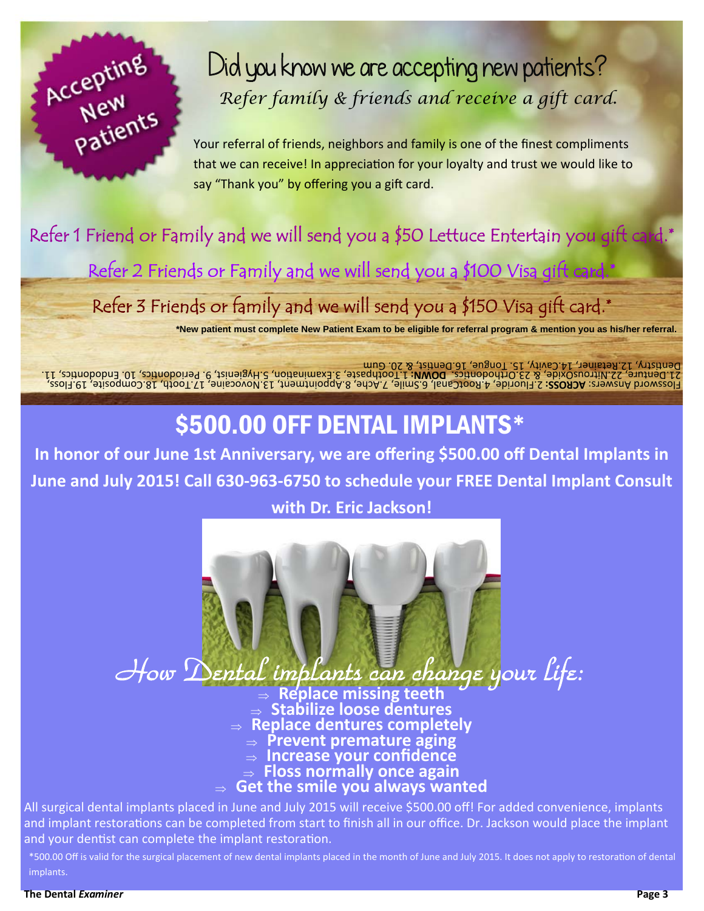Accepting New Patients

# Did you know we are accepting new patients?

*Refer family & friends and receive a gift card.*

Your referral of friends, neighbors and family is one of the finest compliments that we can receive! In appreciation for your loyalty and trust we would like to say "Thank you" by offering you a gift card.

Refer 1 Friend or Family and we will send you a $50 Lettuce Entertain you gift card.*

Refer 2 Friends or Family and we will send you a $100 Visa gift card.*

Refer 3 Friends or family and we will send you a $150 Visa gift card.*

**\*New patient must complete New Patient Exam to be eligible for referral program & mention you as his/her referral.**

Flossword Answers: **ACROSS:** 2.Fluoride, 4.RootCanal, 6.Smile, 7.Ache, 8.Appointment, 13.Novocaine, 17.Tooth, 18.Composite, 19.Floss, 21.Denture, 22.NitrousOxide, & 23.Orthodontics. **DOWN:** 1.Toothpaste, 3.Examination, 5.Hygienist, 9. Periodontics, 10. Endodontics, 11. Dentistry, 12.Retainer, 14.Cavity, 15. Tongue, 16.Dentist, & 20. Gum

# $500.00 OFF DENTAL IMPLANTS*

**In honor of our June 1st Anniversary, we are offering $500.00 off Dental Implants in June and July 2015! Call 630-963-6750 to schedule your FREE Dental Implant Consult with Dr. Eric Jackson!**

## How Dental implants can change your life:

- **Replace missing teeth**
- **Stabilize loose dentures**
- **Replace dentures completely**
- **Prevent premature aging**
- **Increase your confidence**
- **Floss normally once again**
- **Get the smile you always wanted**

All surgical dental implants placed in June and July 2015 will receive $500.00 off! For added convenience, implants and implant restorations can be completed from start to finish all in our office. Dr. Jackson would place the implant and your dentist can complete the implant restoration.

*500.00 Off is valid for the surgical placement of new dental implants placed in the month of June and July 2015. It does not apply to restoration of dental implants.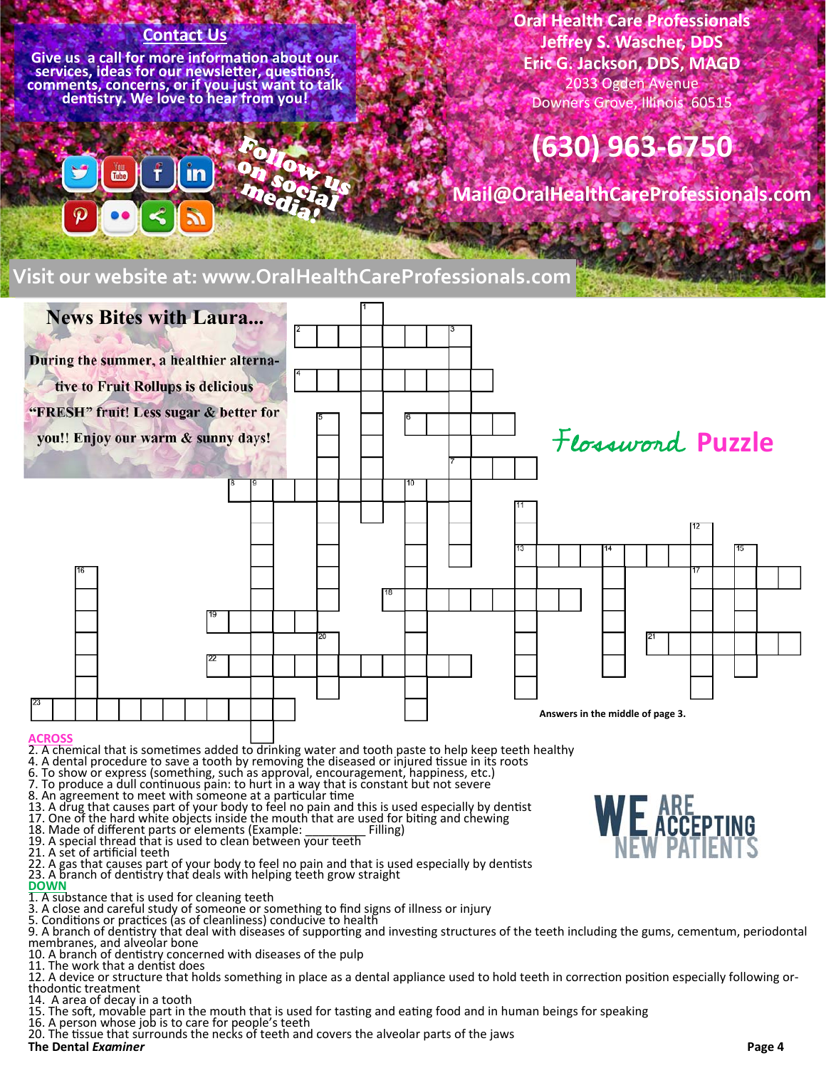## Contact Us

Give us a call for more information about our services, ideas for our newsletter, questions, comments, concerns, or if you just want to talk dentistry. We love to hear from you!

Follow us on social media!

**Oral Health Care Professionals**
**Jeffrey S. Wascher, DDS**
**Eric G. Jackson, DDS, MAGD**
2033 Ogden Avenue
Downers Grove, Illinois 60515

**(630) 963-6750**

**Mail@OralHealthCareProfessionals.com**

**Visit our website at: www.OralHealthCareProfessionals.com**

## News Bites with Laura...

During the summer, a healthier alternative to Fruit Rollups is delicious "FRESH" fruit! Less sugar & better for you!! Enjoy our warm & sunny days!

## Flossword Puzzle

Answers in the middle of page 3.

**ACROSS**

2. A chemical that is sometimes added to drinking water and tooth paste to help keep teeth healthy
4. A dental procedure to save a tooth by removing the diseased or injured tissue in its roots
6. To show or express (something, such as approval, encouragement, happiness, etc.)
7. To produce a dull continuous pain: to hurt in a way that is constant but not severe
8. An agreement to meet with someone at a particular time
13. A drug that causes part of your body to feel no pain and this is used especially by dentist
17. One of the hard white objects inside the mouth that are used for biting and chewing
18. Made of different parts or elements (Example: _________ Filling)
19. A special thread that is used to clean between your teeth
21. A set of artificial teeth
22. A gas that causes part of your body to feel no pain and that is used especially by dentists
23. A branch of dentistry that deals with helping teeth grow straight

**DOWN**

1. A substance that is used for cleaning teeth
3. A close and careful study of someone or something to find signs of illness or injury
5. Conditions or practices (as of cleanliness) conducive to health
9. A branch of dentistry that deal with diseases of supporting and investing structures of the teeth including the gums, cementum, periodontal membranes, and alveolar bone
10. A branch of dentistry concerned with diseases of the pulp
11. The work that a dentist does
12. A device or structure that holds something in place as a dental appliance used to hold teeth in correction position especially following orthodontic treatment
14. A area of decay in a tooth
15. The soft, movable part in the mouth that is used for tasting and eating food and in human beings for speaking
16. A person whose job is to care for people's teeth
20. The tissue that surrounds the necks of teeth and covers the alveolar parts of the jaws

WE ARE ACCEPTING NEW PATIENTS